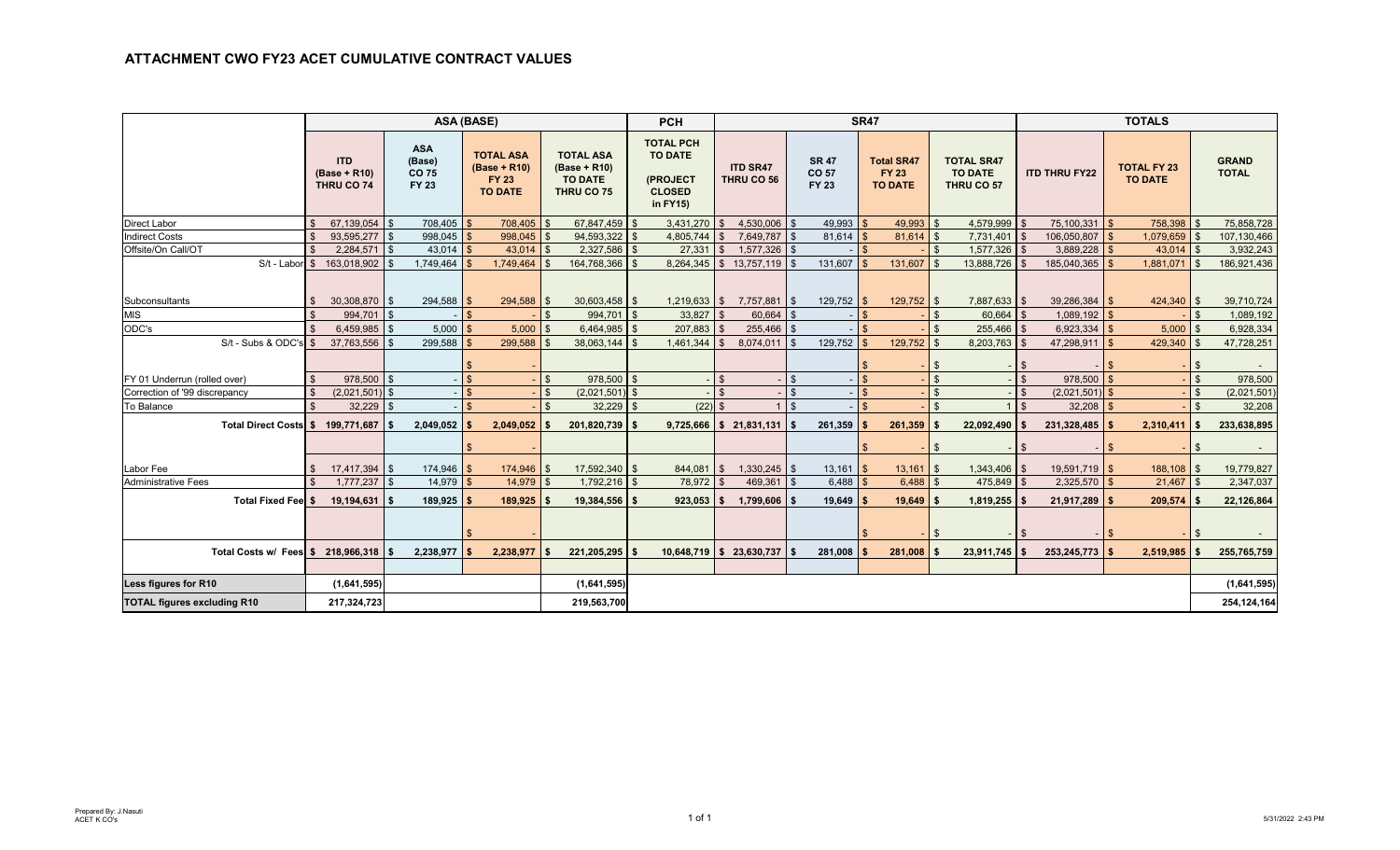# ATTACHMENT CWO FY23 ACET CUMULATIVE CONTRACT VALUES

| | ASA (BASE) | | | | PCH | SR47 | | | | TOTALS | | |
|---|---|---|---|---|---|---|---|---|---|---|---|---|
| | ITD (Base + R10) THRU CO 74 | ASA (Base) CO 75 FY 23 | TOTAL ASA (Base + R10) FY 23 TO DATE | TOTAL ASA (Base + R10) TO DATE THRU CO 75 | TOTAL PCH TO DATE (PROJECT CLOSED in FY15) | ITD SR47 THRU CO 56 | SR 47 CO 57 FY 23 | Total SR47 FY 23 TO DATE | TOTAL SR47 TO DATE THRU CO 57 | ITD THRU FY22 | TOTAL FY 23 TO DATE | GRAND TOTAL |
| Direct Labor | $ 67,139,054 | $ 708,405 | $ 708,405 | $ 67,847,459 | $ 3,431,270 | $ 4,530,006 | $ 49,993 | $ 49,993 | $ 4,579,999 | $ 75,100,331 | $ 758,398 | $ 75,858,728 |
| Indirect Costs | $ 93,595,277 | $ 998,045 | $ 998,045 | $ 94,593,322 | $ 4,805,744 | $ 7,649,787 | $ 81,614 | $ 81,614 | $ 7,731,401 | $ 106,050,807 | $ 1,079,659 | $ 107,130,466 |
| Offsite/On Call/OT | $ 2,284,571 | $ 43,014 | $ 43,014 | $ 2,327,586 | $ 27,331 | $ 1,577,326 | $ - | $ - | $ 1,577,326 | $ 3,889,228 | $ 43,014 | $ 3,932,243 |
| S/t - Labor | $ 163,018,902 | $ 1,749,464 | $ 1,749,464 | $ 164,768,366 | $ 8,264,345 | $ 13,757,119 | $ 131,607 | $ 131,607 | $ 13,888,726 | $ 185,040,365 | $ 1,881,071 | $ 186,921,436 |
| Subconsultants | $ 30,308,870 | $ 294,588 | $ 294,588 | $ 30,603,458 | $ 1,219,633 | $ 7,757,881 | $ 129,752 | $ 129,752 | $ 7,887,633 | $ 39,286,384 | $ 424,340 | $ 39,710,724 |
| MIS | $ 994,701 | $ - | $ - | $ 994,701 | $ 33,827 | $ 60,664 | $ - | $ - | $ 60,664 | $ 1,089,192 | $ - | $ 1,089,192 |
| ODC's | $ 6,459,985 | $ 5,000 | $ 5,000 | $ 6,464,985 | $ 207,883 | $ 255,466 | $ - | $ - | $ 255,466 | $ 6,923,334 | $ 5,000 | $ 6,928,334 |
| S/t - Subs & ODC's | $ 37,763,556 | $ 299,588 | $ 299,588 | $ 38,063,144 | $ 1,461,344 | $ 8,074,011 | $ 129,752 | $ 129,752 | $ 8,203,763 | $ 47,298,911 | $ 429,340 | $ 47,728,251 |
| | | | $ - | | | | | $ - | $ - | $ - | $ - | $ - |
| FY 01 Underrun (rolled over) | $ 978,500 | $ - | $ - | $ 978,500 | $ - | $ - | $ - | $ - | $ - | $ 978,500 | $ - | $ 978,500 |
| Correction of '99 discrepancy | $ (2,021,501) | $ - | $ - | $ (2,021,501) | $ - | $ - | $ - | $ - | $ - | $ (2,021,501) | $ - | $ (2,021,501) |
| To Balance | $ 32,229 | $ - | $ - | $ 32,229 | $ (22) | $ 1 | $ - | $ - | $ 1 | $ 32,208 | $ - | $ 32,208 |
| Total Direct Costs | $ 199,771,687 | $ 2,049,052 | $ 2,049,052 | $ 201,820,739 | $ 9,725,666 | $ 21,831,131 | $ 261,359 | $ 261,359 | $ 22,092,490 | $ 231,328,485 | $ 2,310,411 | $ 233,638,895 |
| | | | $ - | | | | | $ - | $ - | $ - | $ - | $ - |
| Labor Fee | $ 17,417,394 | $ 174,946 | $ 174,946 | $ 17,592,340 | $ 844,081 | $ 1,330,245 | $ 13,161 | $ 13,161 | $ 1,343,406 | $ 19,591,719 | $ 188,108 | $ 19,779,827 |
| Administrative Fees | $ 1,777,237 | $ 14,979 | $ 14,979 | $ 1,792,216 | $ 78,972 | $ 469,361 | $ 6,488 | $ 6,488 | $ 475,849 | $ 2,325,570 | $ 21,467 | $ 2,347,037 |
| Total Fixed Fee | $ 19,194,631 | $ 189,925 | $ 189,925 | $ 19,384,556 | $ 923,053 | $ 1,799,606 | $ 19,649 | $ 19,649 | $ 1,819,255 | $ 21,917,289 | $ 209,574 | $ 22,126,864 |
| | | | $ - | | | | | $ - | $ - | $ - | $ - | $ - |
| Total Costs w/ Fees | $ 218,966,318 | $ 2,238,977 | $ 2,238,977 | $ 221,205,295 | $ 10,648,719 | $ 23,630,737 | $ 281,008 | $ 281,008 | $ 23,911,745 | $ 253,245,773 | $ 2,519,985 | $ 255,765,759 |
| **Less figures for R10** | (1,641,595) | | | (1,641,595) | | | | | | | | (1,641,595) |
| **TOTAL figures excluding R10** | 217,324,723 | | | 219,563,700 | | | | | | | | 254,124,164 |

Prepared By: J.Nasuti
ACET K CO's

5/31/2022 2:43 PM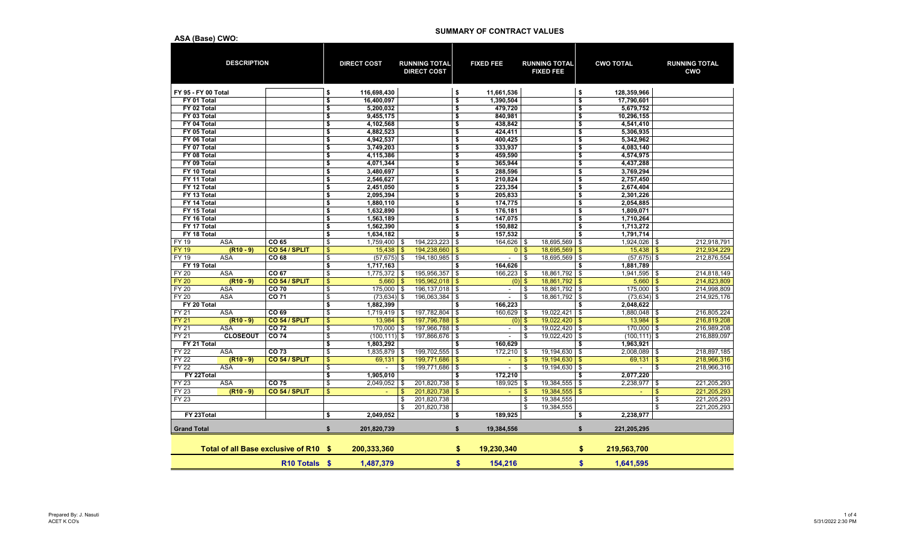# SUMMARY OF CONTRACT VALUES

**ASA (Base) CWO:**

| DESCRIPTION | | | DIRECT COST | RUNNING TOTAL DIRECT COST | FIXED FEE | RUNNING TOTAL FIXED FEE | CWO TOTAL | RUNNING TOTAL CWO |
|---|---|---|---|---|---|---|---|---|
| FY 95 - FY 00 Total | | | $ 116,698,430 | | $ 11,661,536 | | $ 128,359,966 | |
| FY 01 Total | | | $ 16,400,097 | | $ 1,390,504 | | $ 17,790,601 | |
| FY 02 Total | | | $ 5,200,032 | | $ 479,720 | | $ 5,679,752 | |
| FY 03 Total | | | $ 9,455,175 | | $ 840,981 | | $ 10,296,155 | |
| FY 04 Total | | | $ 4,102,568 | | $ 438,842 | | $ 4,541,410 | |
| FY 05 Total | | | $ 4,882,523 | | $ 424,411 | | $ 5,306,935 | |
| FY 06 Total | | | $ 4,942,537 | | $ 400,425 | | $ 5,342,962 | |
| FY 07 Total | | | $ 3,749,203 | | $ 333,937 | | $ 4,083,140 | |
| FY 08 Total | | | $ 4,115,386 | | $ 459,590 | | $ 4,574,975 | |
| FY 09 Total | | | $ 4,071,344 | | $ 365,944 | | $ 4,437,288 | |
| FY 10 Total | | | $ 3,480,697 | | $ 288,596 | | $ 3,769,294 | |
| FY 11 Total | | | $ 2,546,627 | | $ 210,824 | | $ 2,757,450 | |
| FY 12 Total | | | $ 2,451,050 | | $ 223,354 | | $ 2,674,404 | |
| FY 13 Total | | | $ 2,095,394 | | $ 205,833 | | $ 2,301,226 | |
| FY 14 Total | | | $ 1,880,110 | | $ 174,775 | | $ 2,054,885 | |
| FY 15 Total | | | $ 1,632,890 | | $ 176,181 | | $ 1,809,071 | |
| FY 16 Total | | | $ 1,563,189 | | $ 147,075 | | $ 1,710,264 | |
| FY 17 Total | | | $ 1,562,390 | | $ 150,882 | | $ 1,713,272 | |
| FY 18 Total | | | $ 1,634,182 | | $ 157,532 | | $ 1,791,714 | |
| FY 19 | ASA | CO 65 | $ 1,759,400 | $ 194,223,223 | $ 164,626 | $ 18,695,569 | $ 1,924,026 | $ 212,918,791 |
| FY 19 | (R10 - 9) | CO 54 / SPLIT | $ 15,438 | $ 194,238,660 | $ 0 | $ 18,695,569 | $ 15,438 | $ 212,934,229 |
| FY 19 | ASA | CO 68 | $ (57,675) | $ 194,180,985 | $ - | $ 18,695,569 | $ (57,675) | $ 212,876,554 |
| FY 19 Total | | | $ 1,717,163 | | $ 164,626 | | $ 1,881,789 | |
| FY 20 | ASA | CO 67 | $ 1,775,372 | $ 195,956,357 | $ 166,223 | $ 18,861,792 | $ 1,941,595 | $ 214,818,149 |
| FY 20 | (R10 - 9) | CO 54 / SPLIT | $ 5,660 | $ 195,962,018 | $ (0) | $ 18,861,792 | $ 5,660 | $ 214,823,809 |
| FY 20 | ASA | CO 70 | $ 175,000 | $ 196,137,018 | $ - | $ 18,861,792 | $ 175,000 | $ 214,998,809 |
| FY 20 | ASA | CO 71 | $ (73,634) | $ 196,063,384 | $ - | $ 18,861,792 | $ (73,634) | $ 214,925,176 |
| FY 20 Total | | | $ 1,882,399 | | $ 166,223 | | $ 2,048,622 | |
| FY 21 | ASA | CO 69 | $ 1,719,419 | $ 197,782,804 | $ 160,629 | $ 19,022,421 | $ 1,880,048 | $ 216,805,224 |
| FY 21 | (R10 - 9) | CO 54 / SPLIT | $ 13,984 | $ 197,796,788 | $ (0) | $ 19,022,420 | $ 13,984 | $ 216,819,208 |
| FY 21 | ASA | CO 72 | $ 170,000 | $ 197,966,788 | $ - | $ 19,022,420 | $ 170,000 | $ 216,989,208 |
| FY 21 | CLOSEOUT | CO 74 | $ (100,111) | $ 197,866,676 | $ - | $ 19,022,420 | $ (100,111) | $ 216,889,097 |
| FY 21 Total | | | $ 1,803,292 | | $ 160,629 | | $ 1,963,921 | |
| FY 22 | ASA | CO 73 | $ 1,835,879 | $ 199,702,555 | $ 172,210 | $ 19,194,630 | $ 2,008,089 | $ 218,897,185 |
| FY 22 | (R10 - 9) | CO 54 / SPLIT | $ 69,131 | $ 199,771,686 | $ - | $ 19,194,630 | $ 69,131 | $ 218,966,316 |
| FY 22 | ASA | | $ - | $ 199,771,686 | $ - | $ 19,194,630 | $ - | $ 218,966,316 |
| FY 22Total | | | $ 1,905,010 | | $ 172,210 | | $ 2,077,220 | |
| FY 23 | ASA | CO 75 | $ 2,049,052 | $ 201,820,738 | $ 189,925 | $ 19,384,555 | $ 2,238,977 | $ 221,205,293 |
| FY 23 | (R10 - 9) | CO 54 / SPLIT | $ - | $ 201,820,738 | $ - | $ 19,384,555 | $ - | $ 221,205,293 |
| FY 23 | | | | $ 201,820,738 | | $ 19,384,555 | | $ 221,205,293 |
| | | | | $ 201,820,738 | | $ 19,384,555 | | $ 221,205,293 |
| FY 23Total | | | $ 2,049,052 | | $ 189,925 | | $ 2,238,977 | |
| **Grand Total** | | | $ 201,820,739 | | $ 19,384,556 | | $ 221,205,295 | |
| **Total of all Base exclusive of R10** | | | **$ 200,333,360** | | **$ 19,230,340** | | **$ 219,563,700** | |
| **R10 Totals** | | | **$ 1,487,379** | | **$ 154,216** | | **$ 1,641,595** | |

Prepared By: J. Nasuti
ACET K CO's

5/31/2022 2:30 PM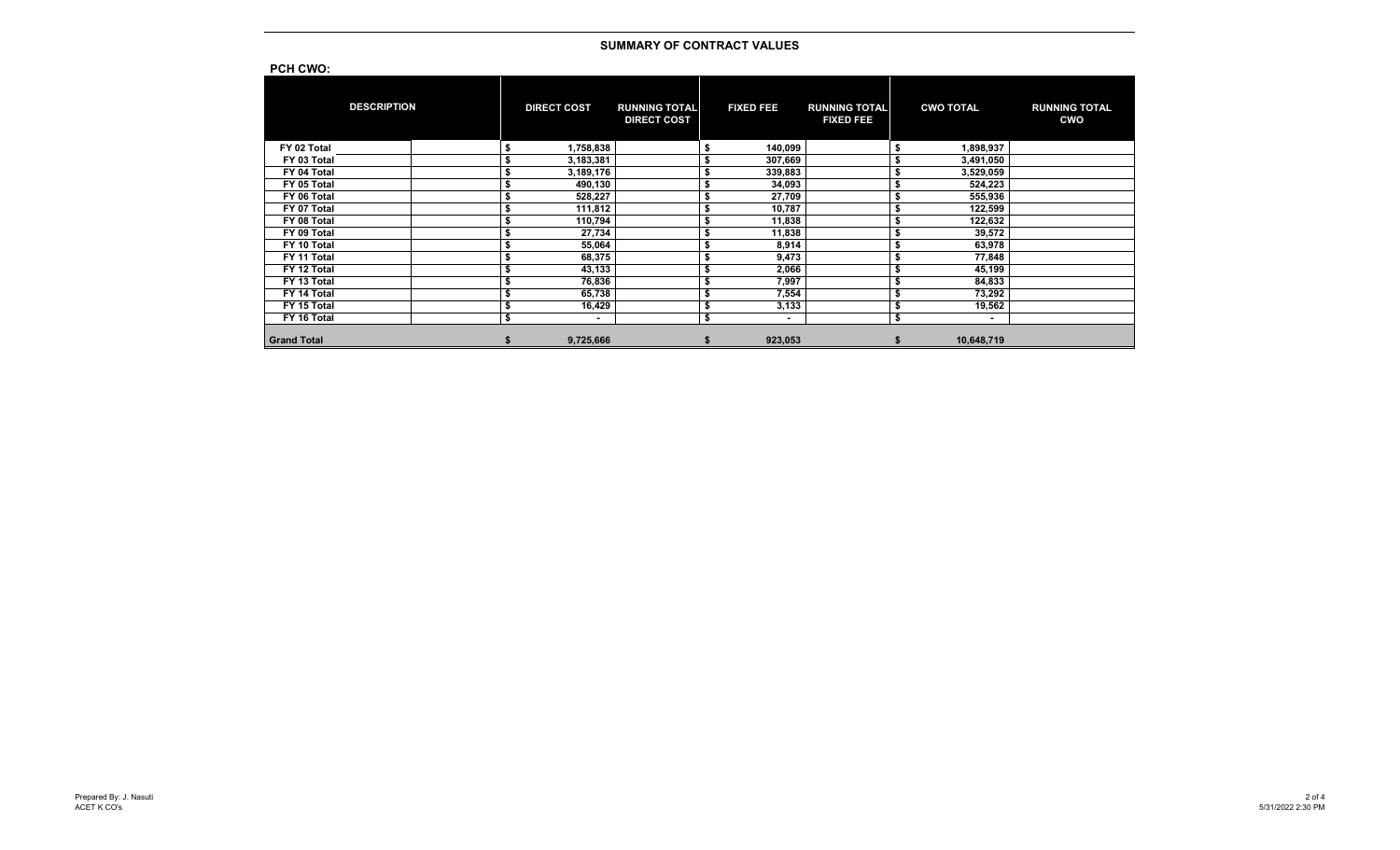## SUMMARY OF CONTRACT VALUES

**PCH CWO:**

| DESCRIPTION | | DIRECT COST | RUNNING TOTAL DIRECT COST | FIXED FEE | RUNNING TOTAL FIXED FEE | CWO TOTAL | RUNNING TOTAL CWO |
|---|---|---|---|---|---|---|---|
| FY 02 Total | | $ 1,758,838 | | $ 140,099 | | $ 1,898,937 | |
| FY 03 Total | | $ 3,183,381 | | $ 307,669 | | $ 3,491,050 | |
| FY 04 Total | | $ 3,189,176 | | $ 339,883 | | $ 3,529,059 | |
| FY 05 Total | | $ 490,130 | | $ 34,093 | | $ 524,223 | |
| FY 06 Total | | $ 528,227 | | $ 27,709 | | $ 555,936 | |
| FY 07 Total | | $ 111,812 | | $ 10,787 | | $ 122,599 | |
| FY 08 Total | | $ 110,794 | | $ 11,838 | | $ 122,632 | |
| FY 09 Total | | $ 27,734 | | $ 11,838 | | $ 39,572 | |
| FY 10 Total | | $ 55,064 | | $ 8,914 | | $ 63,978 | |
| FY 11 Total | | $ 68,375 | | $ 9,473 | | $ 77,848 | |
| FY 12 Total | | $ 43,133 | | $ 2,066 | | $ 45,199 | |
| FY 13 Total | | $ 76,836 | | $ 7,997 | | $ 84,833 | |
| FY 14 Total | | $ 65,738 | | $ 7,554 | | $ 73,292 | |
| FY 15 Total | | $ 16,429 | | $ 3,133 | | $ 19,562 | |
| FY 16 Total | | $ - | | $ - | | $ - | |
| **Grand Total** | | **$ 9,725,666** | | **$ 923,053** | | **$ 10,648,719** | |

Prepared By: J. Nasuti
ACET K CO's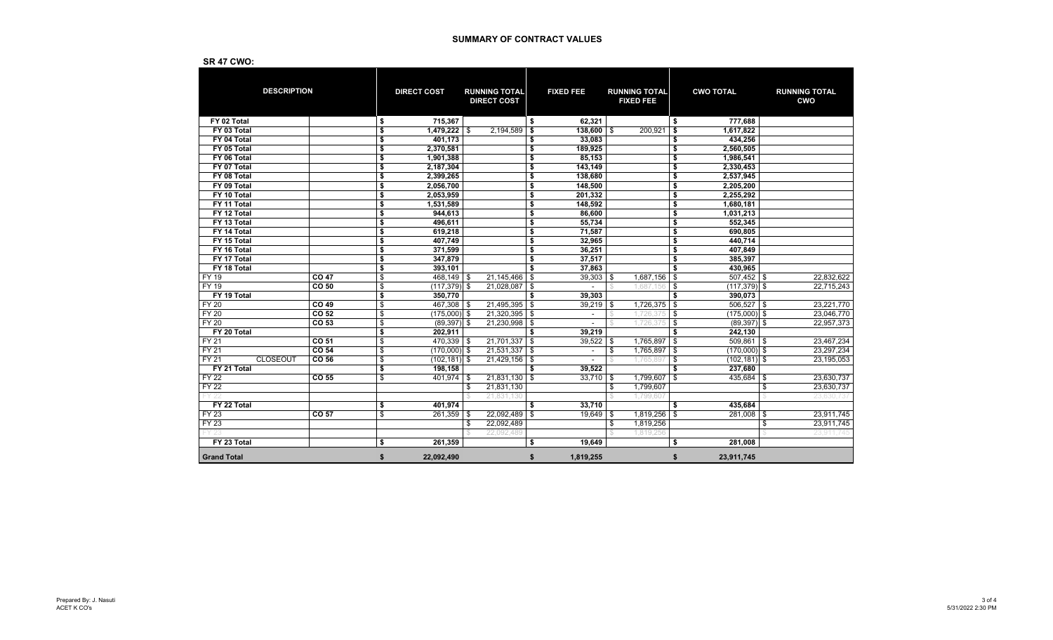## SUMMARY OF CONTRACT VALUES

**SR 47 CWO:**

| DESCRIPTION | | DIRECT COST | RUNNING TOTAL DIRECT COST | FIXED FEE | RUNNING TOTAL FIXED FEE | CWO TOTAL | RUNNING TOTAL CWO |
|---|---|---|---|---|---|---|---|
| **FY 02 Total** | | **$ 715,367** | | **$ 62,321** | | **$ 777,688** | |
| **FY 03 Total** | | **$ 1,479,222** | $ 2,194,589 | **$ 138,600** | $ 200,921 | **$ 1,617,822** | |
| **FY 04 Total** | | **$ 401,173** | | **$ 33,083** | | **$ 434,256** | |
| **FY 05 Total** | | **$ 2,370,581** | | **$ 189,925** | | **$ 2,560,505** | |
| **FY 06 Total** | | **$ 1,901,388** | | **$ 85,153** | | **$ 1,986,541** | |
| **FY 07 Total** | | **$ 2,187,304** | | **$ 143,149** | | **$ 2,330,453** | |
| **FY 08 Total** | | **$ 2,399,265** | | **$ 138,680** | | **$ 2,537,945** | |
| **FY 09 Total** | | **$ 2,056,700** | | **$ 148,500** | | **$ 2,205,200** | |
| **FY 10 Total** | | **$ 2,053,959** | | **$ 201,332** | | **$ 2,255,292** | |
| **FY 11 Total** | | **$ 1,531,589** | | **$ 148,592** | | **$ 1,680,181** | |
| **FY 12 Total** | | **$ 944,613** | | **$ 86,600** | | **$ 1,031,213** | |
| **FY 13 Total** | | **$ 496,611** | | **$ 55,734** | | **$ 552,345** | |
| **FY 14 Total** | | **$ 619,218** | | **$ 71,587** | | **$ 690,805** | |
| **FY 15 Total** | | **$ 407,749** | | **$ 32,965** | | **$ 440,714** | |
| **FY 16 Total** | | **$ 371,599** | | **$ 36,251** | | **$ 407,849** | |
| **FY 17 Total** | | **$ 347,879** | | **$ 37,517** | | **$ 385,397** | |
| **FY 18 Total** | | **$ 393,101** | | **$ 37,863** | | **$ 430,965** | |
| FY 19 | CO 47 | $ 468,149 | $ 21,145,466 | $ 39,303 | $ 1,687,156 | $ 507,452 | $ 22,832,622 |
| FY 19 | CO 50 | $ (117,379) | $ 21,028,087 | $ - | $ 1,687,156 | $ (117,379) | $ 22,715,243 |
| **FY 19 Total** | | **$ 350,770** | | **$ 39,303** | | **$ 390,073** | |
| FY 20 | CO 49 | $ 467,308 | $ 21,495,395 | $ 39,219 | $ 1,726,375 | $ 506,527 | $ 23,221,770 |
| FY 20 | CO 52 | $ (175,000) | $ 21,320,395 | $ - | $ 1,726,375 | $ (175,000) | $ 23,046,770 |
| FY 20 | CO 53 | $ (89,397) | $ 21,230,998 | $ - | $ 1,726,375 | $ (89,397) | $ 22,957,373 |
| **FY 20 Total** | | **$ 202,911** | | **$ 39,219** | | **$ 242,130** | |
| FY 21 | CO 51 | $ 470,339 | $ 21,701,337 | $ 39,522 | $ 1,765,897 | $ 509,861 | $ 23,467,234 |
| FY 21 | CO 54 | $ (170,000) | $ 21,531,337 | $ - | $ 1,765,897 | $ (170,000) | $ 23,297,234 |
| FY 21 CLOSEOUT | CO 56 | $ (102,181) | $ 21,429,156 | $ - | $ 1,765,897 | $ (102,181) | $ 23,195,053 |
| **FY 21 Total** | | **$ 198,158** | | **$ 39,522** | | **$ 237,680** | |
| FY 22 | CO 55 | $ 401,974 | $ 21,831,130 | $ 33,710 | $ 1,799,607 | $ 435,684 | $ 23,630,737 |
| FY 22 | | | $ 21,831,130 | | $ 1,799,607 | | $ 23,630,737 |
| FY 22 | | | $ 21,831,130 | | $ 1,799,607 | | $ 23,630,737 |
| **FY 22 Total** | | **$ 401,974** | | **$ 33,710** | | **$ 435,684** | |
| FY 23 | CO 57 | $ 261,359 | $ 22,092,489 | $ 19,649 | $ 1,819,256 | $ 281,008 | $ 23,911,745 |
| FY 23 | | | $ 22,092,489 | | $ 1,819,256 | | $ 23,911,745 |
| | | | $ 22,092,489 | | $ 1,819,256 | | $ 23,911,745 |
| **FY 23 Total** | | **$ 261,359** | | **$ 19,649** | | **$ 281,008** | |
| **Grand Total** | | **$ 22,092,490** | | **$ 1,819,255** | | **$ 23,911,745** | |

Prepared By: J. Nasuti
ACET K CO's

5/31/2022 2:30 PM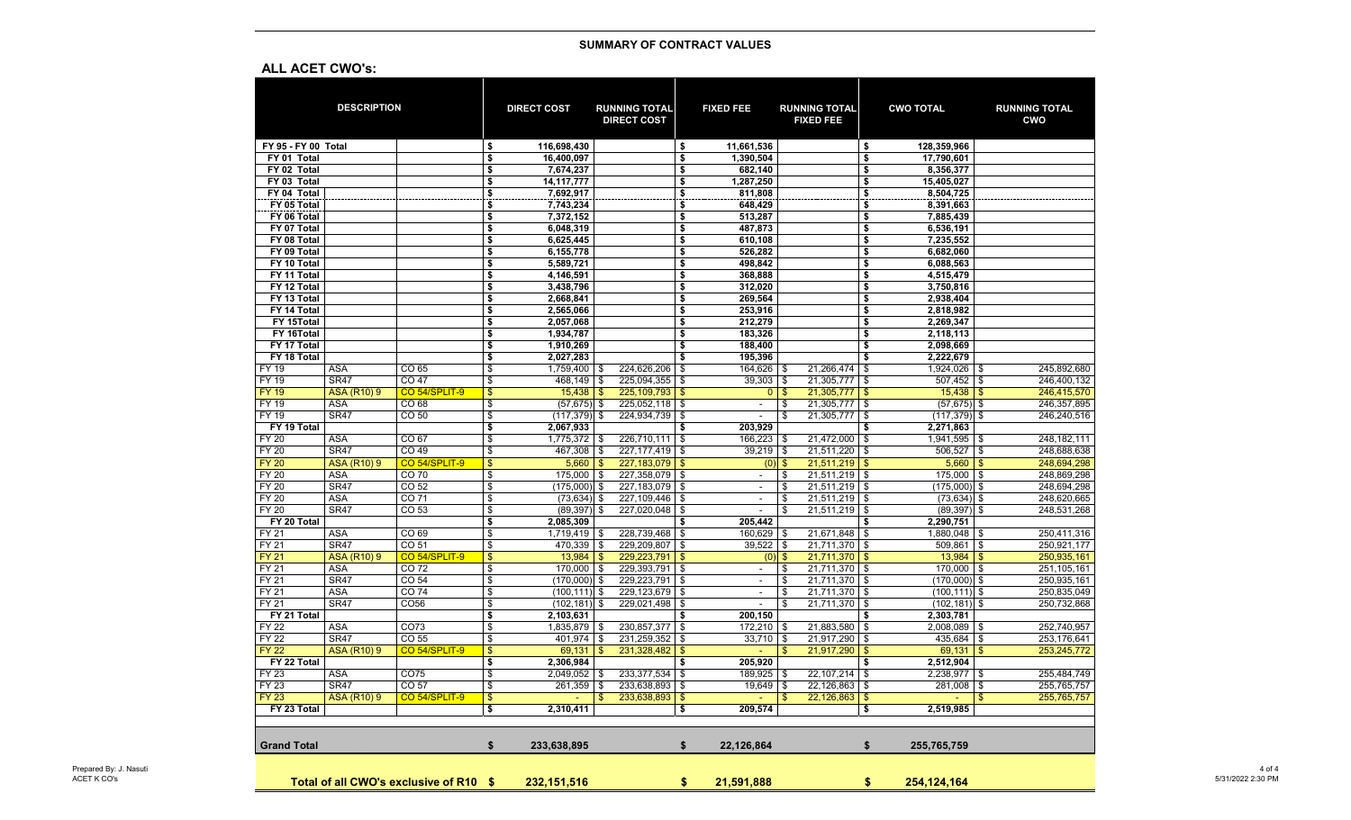## SUMMARY OF CONTRACT VALUES

## ALL ACET CWO's:

| DESCRIPTION | | | DIRECT COST | RUNNING TOTAL DIRECT COST | FIXED FEE | RUNNING TOTAL FIXED FEE | CWO TOTAL | RUNNING TOTAL CWO |
|---|---|---|---|---|---|---|---|---|
| FY 95 - FY 00 Total | | | $ 116,698,430 | | $ 11,661,536 | | $ 128,359,966 | |
| FY 01 Total | | | $ 16,400,097 | | $ 1,390,504 | | $ 17,790,601 | |
| FY 02 Total | | | $ 7,674,237 | | $ 682,140 | | $ 8,356,377 | |
| FY 03 Total | | | $ 14,117,777 | | $ 1,287,250 | | $ 15,405,027 | |
| FY 04 Total | | | $ 7,692,917 | | $ 811,808 | | $ 8,504,725 | |
| FY 05 Total | | | $ 7,743,234 | | $ 648,429 | | $ 8,391,663 | |
| FY 06 Total | | | $ 7,372,152 | | $ 513,287 | | $ 7,885,439 | |
| FY 07 Total | | | $ 6,048,319 | | $ 487,873 | | $ 6,536,191 | |
| FY 08 Total | | | $ 6,625,445 | | $ 610,108 | | $ 7,235,552 | |
| FY 09 Total | | | $ 6,155,778 | | $ 526,282 | | $ 6,682,060 | |
| FY 10 Total | | | $ 5,589,721 | | $ 498,842 | | $ 6,088,563 | |
| FY 11 Total | | | $ 4,146,591 | | $ 368,888 | | $ 4,515,479 | |
| FY 12 Total | | | $ 3,438,796 | | $ 312,020 | | $ 3,750,816 | |
| FY 13 Total | | | $ 2,668,841 | | $ 269,564 | | $ 2,938,404 | |
| FY 14 Total | | | $ 2,565,066 | | $ 253,916 | | $ 2,818,982 | |
| FY 15Total | | | $ 2,057,068 | | $ 212,279 | | $ 2,269,347 | |
| FY 16Total | | | $ 1,934,787 | | $ 183,326 | | $ 2,118,113 | |
| FY 17 Total | | | $ 1,910,269 | | $ 188,400 | | $ 2,098,669 | |
| FY 18 Total | | | $ 2,027,283 | | $ 195,396 | | $ 2,222,679 | |
| FY 19 | ASA | CO 65 | $ 1,759,400 | $ 224,626,206 | $ 164,626 | $ 21,266,474 | $ 1,924,026 | $ 245,892,680 |
| FY 19 | SR47 | CO 47 | $ 468,149 | $ 225,094,355 | $ 39,303 | $ 21,305,777 | $ 507,452 | $ 246,400,132 |
| FY 19 | ASA (R10) 9 | CO 54/SPLIT-9 | $ 15,438 | $ 225,109,793 | $ 0 | $ 21,305,777 | $ 15,438 | $ 246,415,570 |
| FY 19 | ASA | CO 68 | $ (57,675) | $ 225,052,118 | $ - | $ 21,305,777 | $ (57,675) | $ 246,357,895 |
| FY 19 | SR47 | CO 50 | $ (117,379) | $ 224,934,739 | $ - | $ 21,305,777 | $ (117,379) | $ 246,240,516 |
| FY 19 Total | | | $ 2,067,933 | | $ 203,929 | | $ 2,271,863 | |
| FY 20 | ASA | CO 67 | $ 1,775,372 | $ 226,710,111 | $ 166,223 | $ 21,472,000 | $ 1,941,595 | $ 248,182,111 |
| FY 20 | SR47 | CO 49 | $ 467,308 | $ 227,177,419 | $ 39,219 | $ 21,511,220 | $ 506,527 | $ 248,688,638 |
| FY 20 | ASA (R10) 9 | CO 54/SPLIT-9 | $ 5,660 | $ 227,183,079 | $ (0) | $ 21,511,219 | $ 5,660 | $ 248,694,298 |
| FY 20 | ASA | CO 70 | $ 175,000 | $ 227,358,079 | $ - | $ 21,511,219 | $ 175,000 | $ 248,869,298 |
| FY 20 | SR47 | CO 52 | $ (175,000) | $ 227,183,079 | $ - | $ 21,511,219 | $ (175,000) | $ 248,694,298 |
| FY 20 | ASA | CO 71 | $ (73,634) | $ 227,109,446 | $ - | $ 21,511,219 | $ (73,634) | $ 248,620,665 |
| FY 20 | SR47 | CO 53 | $ (89,397) | $ 227,020,048 | $ - | $ 21,511,219 | $ (89,397) | $ 248,531,268 |
| FY 20 Total | | | $ 2,085,309 | | $ 205,442 | | $ 2,290,751 | |
| FY 21 | ASA | CO 69 | $ 1,719,419 | $ 228,739,468 | $ 160,629 | $ 21,671,848 | $ 1,880,048 | $ 250,411,316 |
| FY 21 | SR47 | CO 51 | $ 470,339 | $ 229,209,807 | $ 39,522 | $ 21,711,370 | $ 509,861 | $ 250,921,177 |
| FY 21 | ASA (R10) 9 | CO 54/SPLIT-9 | $ 13,984 | $ 229,223,791 | $ (0) | $ 21,711,370 | $ 13,984 | $ 250,935,161 |
| FY 21 | ASA | CO 72 | $ 170,000 | $ 229,393,791 | $ - | $ 21,711,370 | $ 170,000 | $ 251,105,161 |
| FY 21 | SR47 | CO 54 | $ (170,000) | $ 229,223,791 | $ - | $ 21,711,370 | $ (170,000) | $ 250,935,161 |
| FY 21 | ASA | CO 74 | $ (100,111) | $ 229,123,679 | $ - | $ 21,711,370 | $ (100,111) | $ 250,835,049 |
| FY 21 | SR47 | CO56 | $ (102,181) | $ 229,021,498 | $ - | $ 21,711,370 | $ (102,181) | $ 250,732,868 |
| FY 21 Total | | | $ 2,103,631 | | $ 200,150 | | $ 2,303,781 | |
| FY 22 | ASA | CO73 | $ 1,835,879 | $ 230,857,377 | $ 172,210 | $ 21,883,580 | $ 2,008,089 | $ 252,740,957 |
| FY 22 | SR47 | CO 55 | $ 401,974 | $ 231,259,352 | $ 33,710 | $ 21,917,290 | $ 435,684 | $ 253,176,641 |
| FY 22 | ASA (R10) 9 | CO 54/SPLIT-9 | $ 69,131 | $ 231,328,482 | $ - | $ 21,917,290 | $ 69,131 | $ 253,245,772 |
| FY 22 Total | | | $ 2,306,984 | | $ 205,920 | | $ 2,512,904 | |
| FY 23 | ASA | CO75 | $ 2,049,052 | $ 233,377,534 | $ 189,925 | $ 22,107,214 | $ 2,238,977 | $ 255,484,749 |
| FY 23 | SR47 | CO 57 | $ 261,359 | $ 233,638,893 | $ 19,649 | $ 22,126,863 | $ 281,008 | $ 255,765,757 |
| FY 23 | ASA (R10) 9 | CO 54/SPLIT-9 | $ - | $ 233,638,893 | $ - | $ 22,126,863 | $ - | $ 255,765,757 |
| FY 23 Total | | | $ 2,310,411 | | $ 209,574 | | $ 2,519,985 | |
| **Grand Total** | | | **$ 233,638,895** | | **$ 22,126,864** | | **$ 255,765,759** | |
| **Total of all CWO's exclusive of R10** | | | **$ 232,151,516** | | **$ 21,591,888** | | **$ 254,124,164** | |

Prepared By: J. Nasuti
ACET K CO's

5/31/2022 2:30 PM